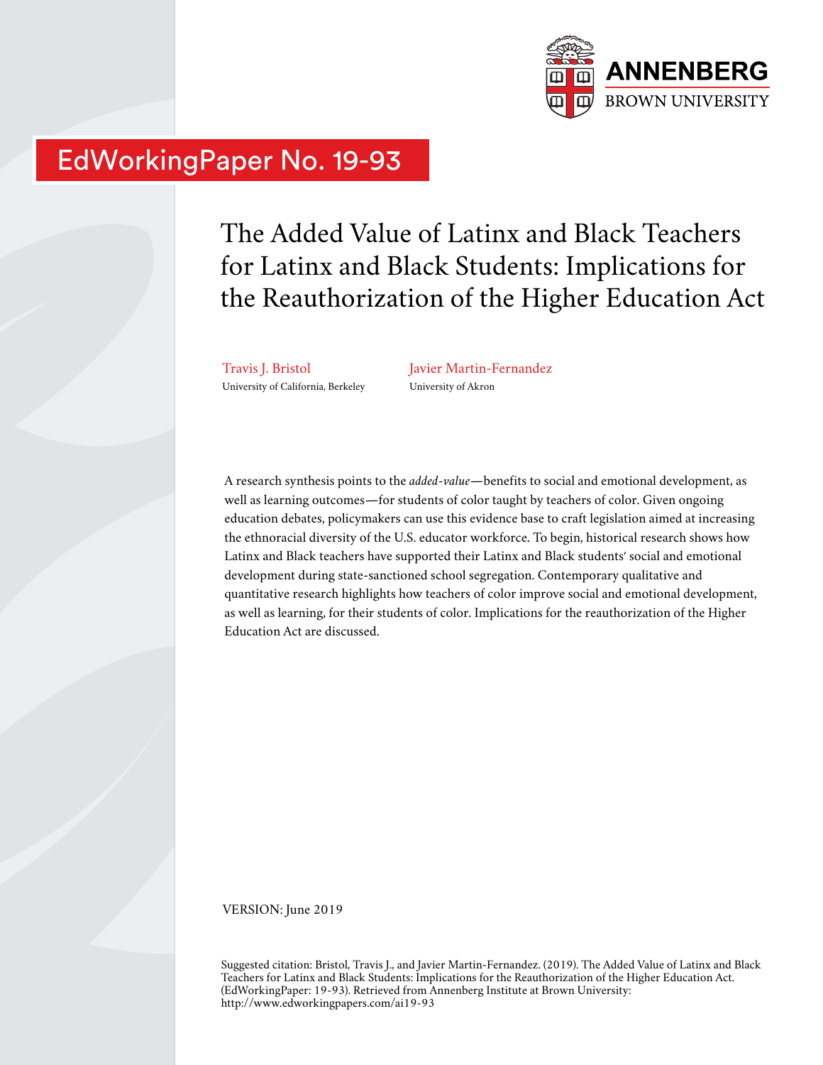ANNENBERG
BROWN UNIVERSITY

EdWorkingPaper No. 19-93

# The Added Value of Latinx and Black Teachers for Latinx and Black Students: Implications for the Reauthorization of the Higher Education Act

Travis J. Bristol
University of California, Berkeley

Javier Martin-Fernandez
University of Akron

A research synthesis points to the *added-value*—benefits to social and emotional development, as well as learning outcomes—for students of color taught by teachers of color. Given ongoing education debates, policymakers can use this evidence base to craft legislation aimed at increasing the ethnoracial diversity of the U.S. educator workforce. To begin, historical research shows how Latinx and Black teachers have supported their Latinx and Black students' social and emotional development during state-sanctioned school segregation. Contemporary qualitative and quantitative research highlights how teachers of color improve social and emotional development, as well as learning, for their students of color. Implications for the reauthorization of the Higher Education Act are discussed.

VERSION: June 2019

Suggested citation: Bristol, Travis J., and Javier Martin-Fernandez. (2019). The Added Value of Latinx and Black Teachers for Latinx and Black Students: Implications for the Reauthorization of the Higher Education Act. (EdWorkingPaper: 19-93). Retrieved from Annenberg Institute at Brown University: http://www.edworkingpapers.com/ai19-93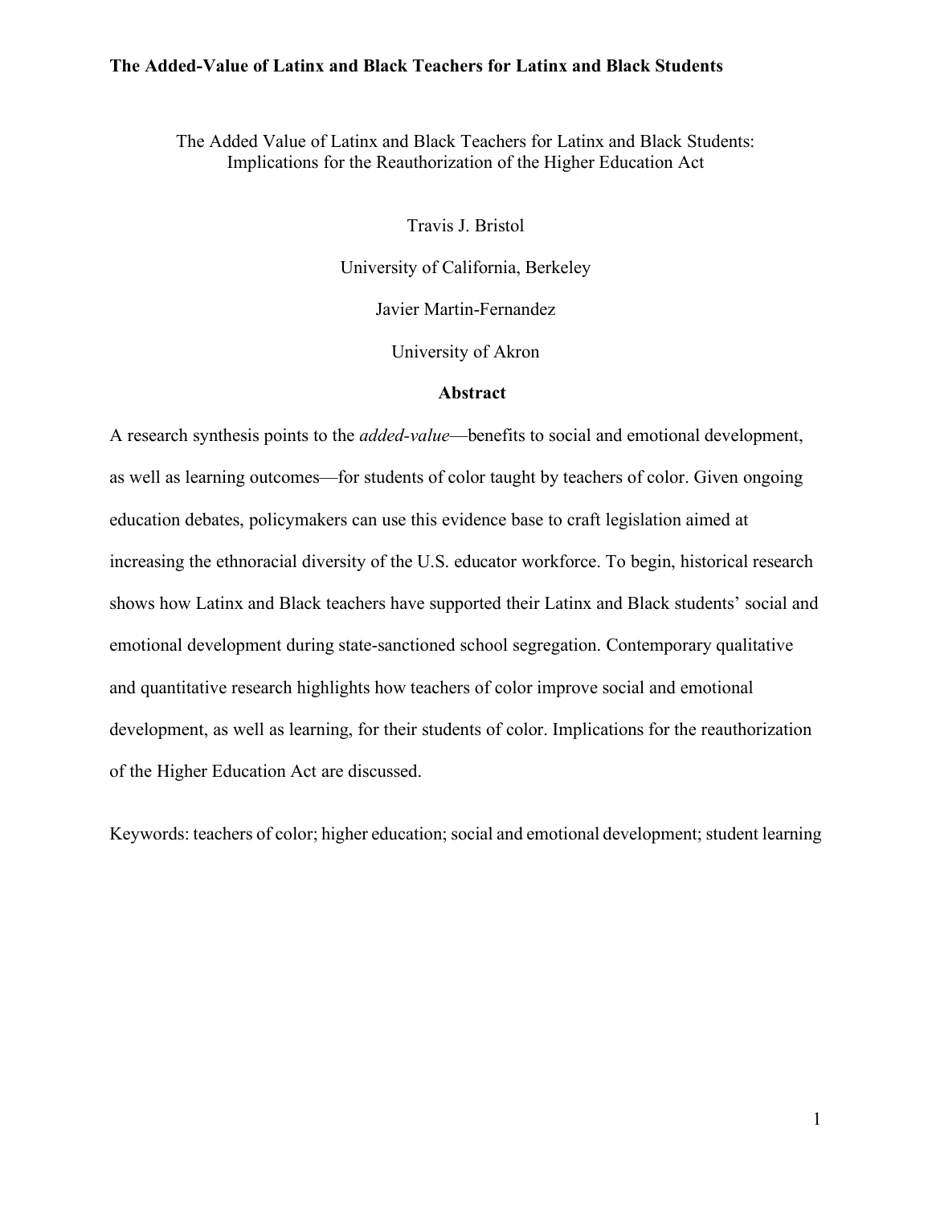The Added Value of Latinx and Black Teachers for Latinx and Black Students: Implications for the Reauthorization of the Higher Education Act

Travis J. Bristol

University of California, Berkeley

Javier Martin-Fernandez

University of Akron

## Abstract

A research synthesis points to the *added-value*—benefits to social and emotional development, as well as learning outcomes—for students of color taught by teachers of color. Given ongoing education debates, policymakers can use this evidence base to craft legislation aimed at increasing the ethnoracial diversity of the U.S. educator workforce. To begin, historical research shows how Latinx and Black teachers have supported their Latinx and Black students' social and emotional development during state-sanctioned school segregation. Contemporary qualitative and quantitative research highlights how teachers of color improve social and emotional development, as well as learning, for their students of color. Implications for the reauthorization of the Higher Education Act are discussed.

Keywords: teachers of color; higher education; social and emotional development; student learning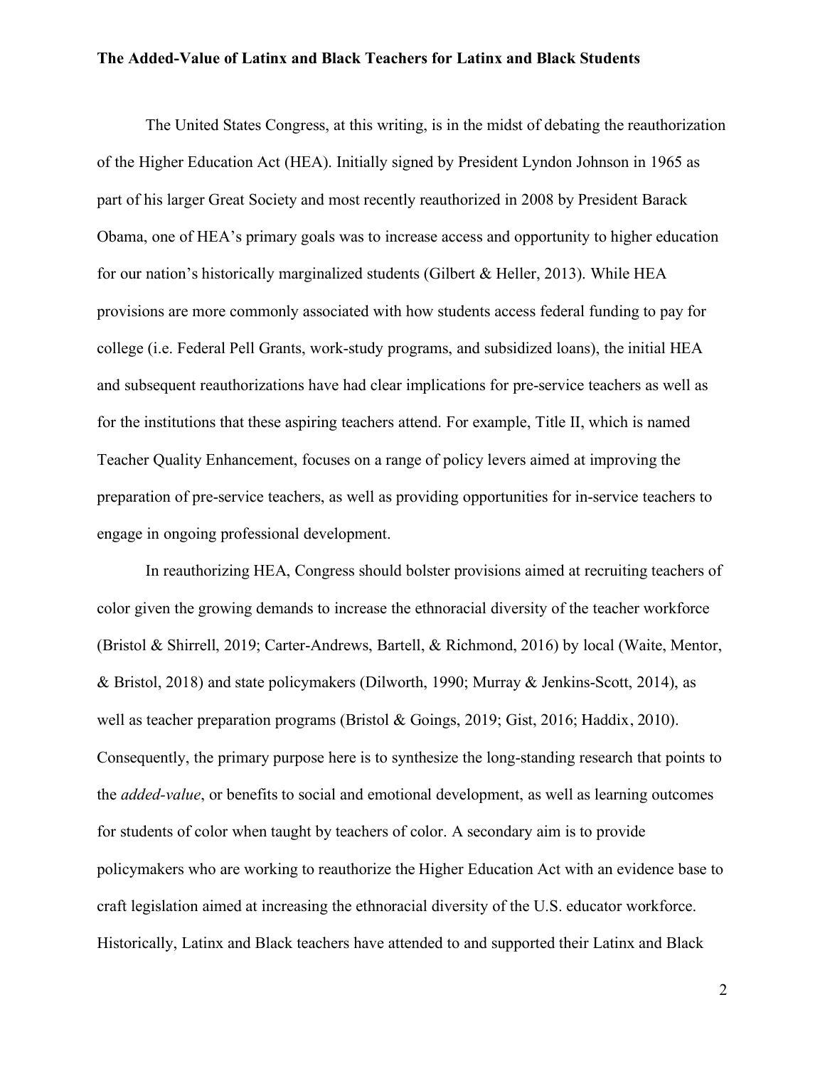**The Added-Value of Latinx and Black Teachers for Latinx and Black Students**

The United States Congress, at this writing, is in the midst of debating the reauthorization of the Higher Education Act (HEA). Initially signed by President Lyndon Johnson in 1965 as part of his larger Great Society and most recently reauthorized in 2008 by President Barack Obama, one of HEA's primary goals was to increase access and opportunity to higher education for our nation's historically marginalized students (Gilbert & Heller, 2013). While HEA provisions are more commonly associated with how students access federal funding to pay for college (i.e. Federal Pell Grants, work-study programs, and subsidized loans), the initial HEA and subsequent reauthorizations have had clear implications for pre-service teachers as well as for the institutions that these aspiring teachers attend. For example, Title II, which is named Teacher Quality Enhancement, focuses on a range of policy levers aimed at improving the preparation of pre-service teachers, as well as providing opportunities for in-service teachers to engage in ongoing professional development.

In reauthorizing HEA, Congress should bolster provisions aimed at recruiting teachers of color given the growing demands to increase the ethnoracial diversity of the teacher workforce (Bristol & Shirrell, 2019; Carter-Andrews, Bartell, & Richmond, 2016) by local (Waite, Mentor, & Bristol, 2018) and state policymakers (Dilworth, 1990; Murray & Jenkins-Scott, 2014), as well as teacher preparation programs (Bristol & Goings, 2019; Gist, 2016; Haddix, 2010). Consequently, the primary purpose here is to synthesize the long-standing research that points to the *added-value*, or benefits to social and emotional development, as well as learning outcomes for students of color when taught by teachers of color. A secondary aim is to provide policymakers who are working to reauthorize the Higher Education Act with an evidence base to craft legislation aimed at increasing the ethnoracial diversity of the U.S. educator workforce. Historically, Latinx and Black teachers have attended to and supported their Latinx and Black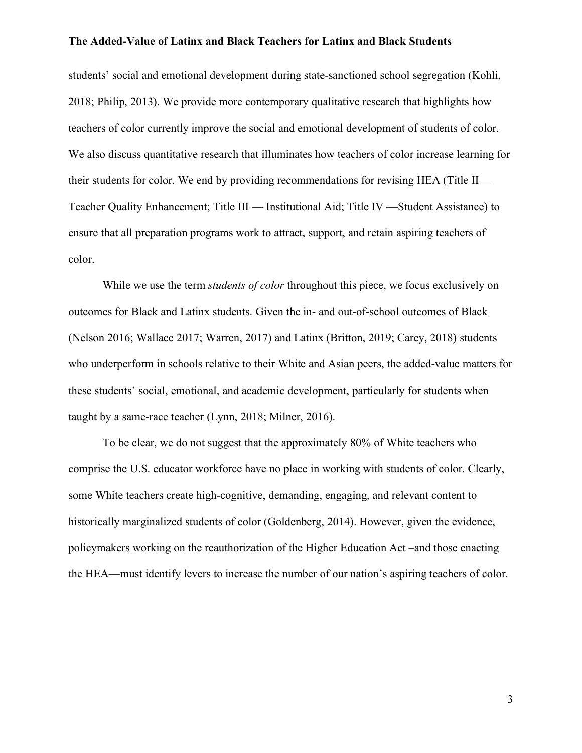students' social and emotional development during state-sanctioned school segregation (Kohli, 2018; Philip, 2013). We provide more contemporary qualitative research that highlights how teachers of color currently improve the social and emotional development of students of color. We also discuss quantitative research that illuminates how teachers of color increase learning for their students for color. We end by providing recommendations for revising HEA (Title II—Teacher Quality Enhancement; Title III — Institutional Aid; Title IV —Student Assistance) to ensure that all preparation programs work to attract, support, and retain aspiring teachers of color.

While we use the term *students of color* throughout this piece, we focus exclusively on outcomes for Black and Latinx students. Given the in- and out-of-school outcomes of Black (Nelson 2016; Wallace 2017; Warren, 2017) and Latinx (Britton, 2019; Carey, 2018) students who underperform in schools relative to their White and Asian peers, the added-value matters for these students' social, emotional, and academic development, particularly for students when taught by a same-race teacher (Lynn, 2018; Milner, 2016).

To be clear, we do not suggest that the approximately 80% of White teachers who comprise the U.S. educator workforce have no place in working with students of color. Clearly, some White teachers create high-cognitive, demanding, engaging, and relevant content to historically marginalized students of color (Goldenberg, 2014). However, given the evidence, policymakers working on the reauthorization of the Higher Education Act –and those enacting the HEA—must identify levers to increase the number of our nation's aspiring teachers of color.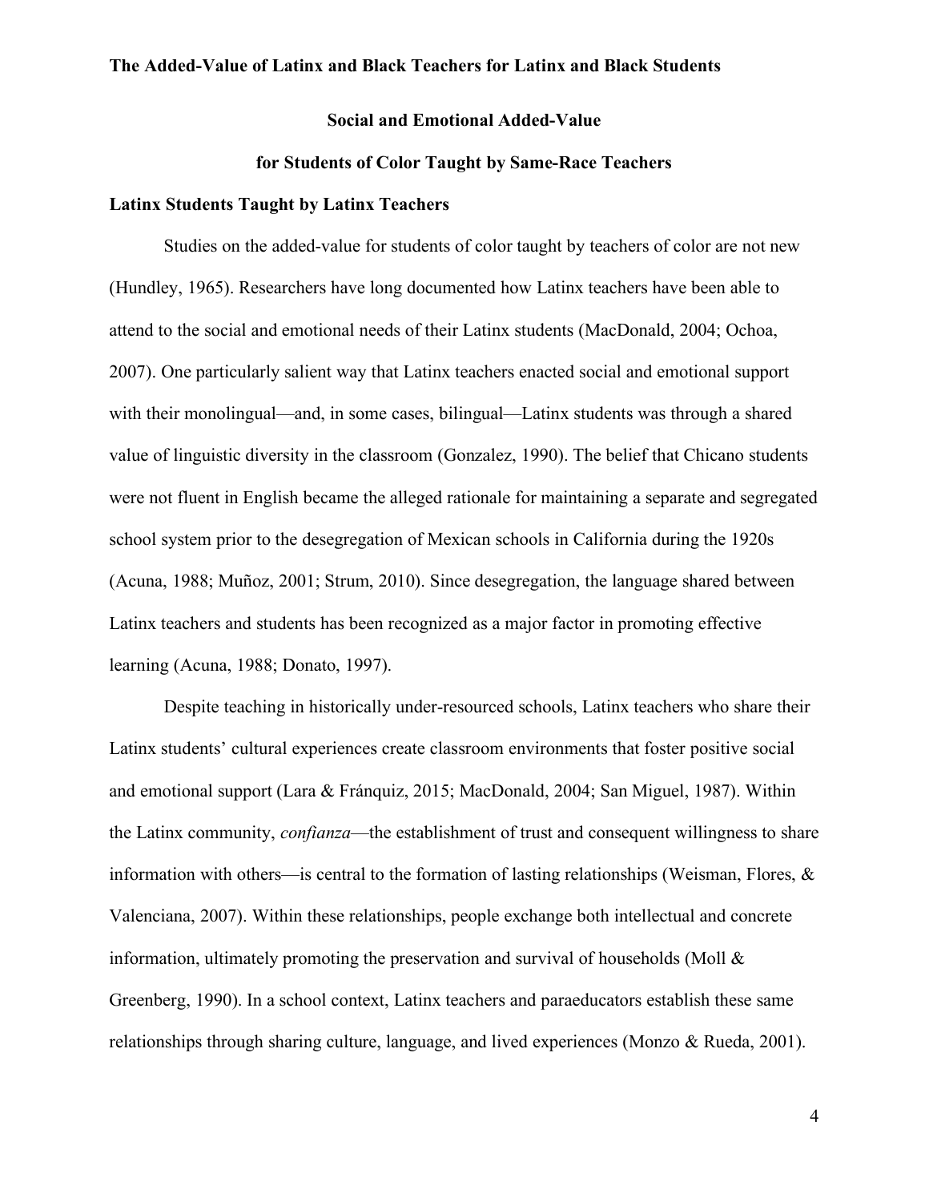## Social and Emotional Added-Value for Students of Color Taught by Same-Race Teachers

### Latinx Students Taught by Latinx Teachers

Studies on the added-value for students of color taught by teachers of color are not new (Hundley, 1965). Researchers have long documented how Latinx teachers have been able to attend to the social and emotional needs of their Latinx students (MacDonald, 2004; Ochoa, 2007). One particularly salient way that Latinx teachers enacted social and emotional support with their monolingual—and, in some cases, bilingual—Latinx students was through a shared value of linguistic diversity in the classroom (Gonzalez, 1990). The belief that Chicano students were not fluent in English became the alleged rationale for maintaining a separate and segregated school system prior to the desegregation of Mexican schools in California during the 1920s (Acuna, 1988; Muñoz, 2001; Strum, 2010). Since desegregation, the language shared between Latinx teachers and students has been recognized as a major factor in promoting effective learning (Acuna, 1988; Donato, 1997).

Despite teaching in historically under-resourced schools, Latinx teachers who share their Latinx students' cultural experiences create classroom environments that foster positive social and emotional support (Lara & Fránquiz, 2015; MacDonald, 2004; San Miguel, 1987). Within the Latinx community, *confianza*—the establishment of trust and consequent willingness to share information with others—is central to the formation of lasting relationships (Weisman, Flores, & Valenciana, 2007). Within these relationships, people exchange both intellectual and concrete information, ultimately promoting the preservation and survival of households (Moll & Greenberg, 1990). In a school context, Latinx teachers and paraeducators establish these same relationships through sharing culture, language, and lived experiences (Monzo & Rueda, 2001).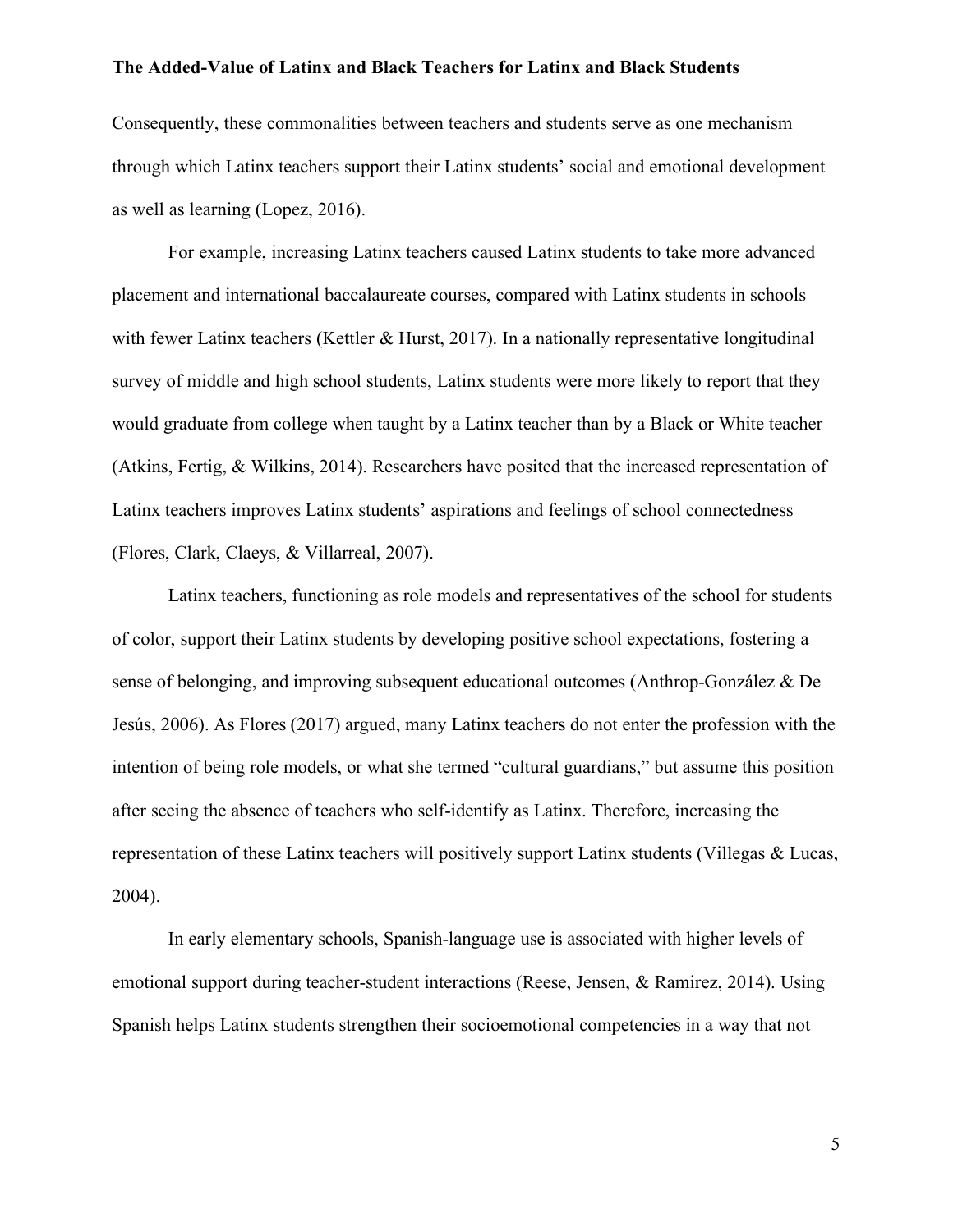Consequently, these commonalities between teachers and students serve as one mechanism through which Latinx teachers support their Latinx students' social and emotional development as well as learning (Lopez, 2016).

For example, increasing Latinx teachers caused Latinx students to take more advanced placement and international baccalaureate courses, compared with Latinx students in schools with fewer Latinx teachers (Kettler & Hurst, 2017). In a nationally representative longitudinal survey of middle and high school students, Latinx students were more likely to report that they would graduate from college when taught by a Latinx teacher than by a Black or White teacher (Atkins, Fertig, & Wilkins, 2014). Researchers have posited that the increased representation of Latinx teachers improves Latinx students' aspirations and feelings of school connectedness (Flores, Clark, Claeys, & Villarreal, 2007).

Latinx teachers, functioning as role models and representatives of the school for students of color, support their Latinx students by developing positive school expectations, fostering a sense of belonging, and improving subsequent educational outcomes (Anthrop-González & De Jesús, 2006). As Flores (2017) argued, many Latinx teachers do not enter the profession with the intention of being role models, or what she termed "cultural guardians," but assume this position after seeing the absence of teachers who self-identify as Latinx. Therefore, increasing the representation of these Latinx teachers will positively support Latinx students (Villegas & Lucas, 2004).

In early elementary schools, Spanish-language use is associated with higher levels of emotional support during teacher-student interactions (Reese, Jensen, & Ramirez, 2014). Using Spanish helps Latinx students strengthen their socioemotional competencies in a way that not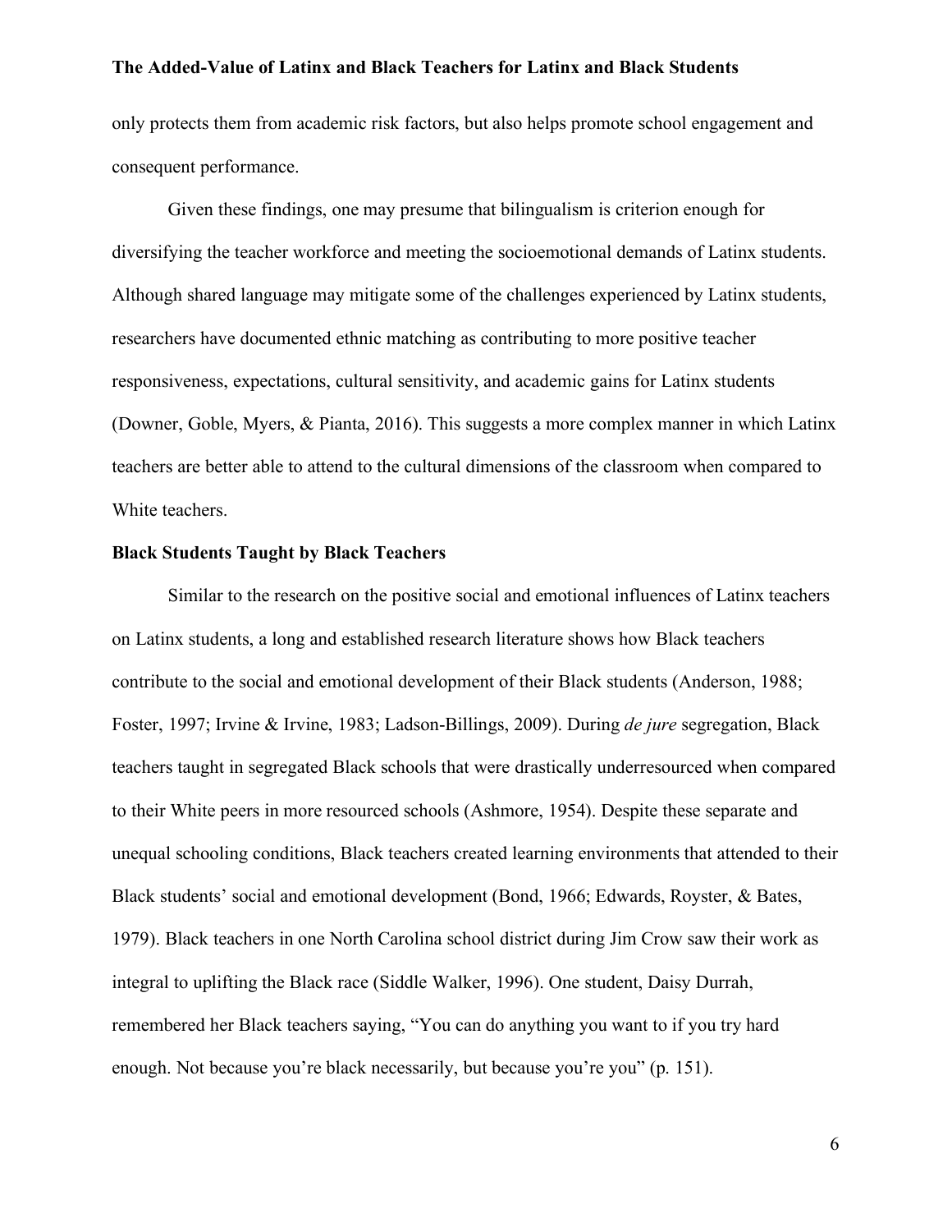only protects them from academic risk factors, but also helps promote school engagement and consequent performance.

Given these findings, one may presume that bilingualism is criterion enough for diversifying the teacher workforce and meeting the socioemotional demands of Latinx students. Although shared language may mitigate some of the challenges experienced by Latinx students, researchers have documented ethnic matching as contributing to more positive teacher responsiveness, expectations, cultural sensitivity, and academic gains for Latinx students (Downer, Goble, Myers, & Pianta, 2016). This suggests a more complex manner in which Latinx teachers are better able to attend to the cultural dimensions of the classroom when compared to White teachers.

### Black Students Taught by Black Teachers

Similar to the research on the positive social and emotional influences of Latinx teachers on Latinx students, a long and established research literature shows how Black teachers contribute to the social and emotional development of their Black students (Anderson, 1988; Foster, 1997; Irvine & Irvine, 1983; Ladson-Billings, 2009). During *de jure* segregation, Black teachers taught in segregated Black schools that were drastically underresourced when compared to their White peers in more resourced schools (Ashmore, 1954). Despite these separate and unequal schooling conditions, Black teachers created learning environments that attended to their Black students' social and emotional development (Bond, 1966; Edwards, Royster, & Bates, 1979). Black teachers in one North Carolina school district during Jim Crow saw their work as integral to uplifting the Black race (Siddle Walker, 1996). One student, Daisy Durrah, remembered her Black teachers saying, "You can do anything you want to if you try hard enough. Not because you're black necessarily, but because you're you" (p. 151).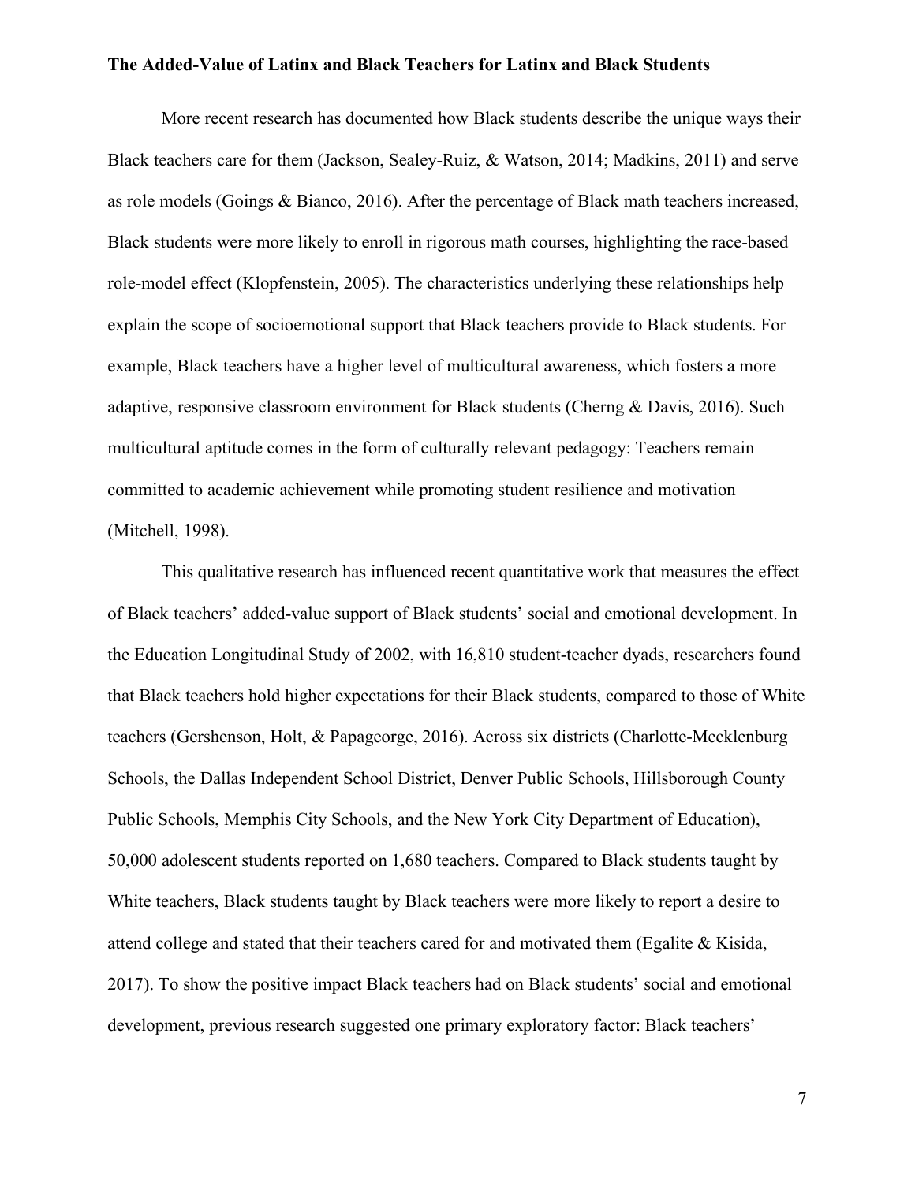**The Added-Value of Latinx and Black Teachers for Latinx and Black Students**

More recent research has documented how Black students describe the unique ways their Black teachers care for them (Jackson, Sealey-Ruiz, & Watson, 2014; Madkins, 2011) and serve as role models (Goings & Bianco, 2016). After the percentage of Black math teachers increased, Black students were more likely to enroll in rigorous math courses, highlighting the race-based role-model effect (Klopfenstein, 2005). The characteristics underlying these relationships help explain the scope of socioemotional support that Black teachers provide to Black students. For example, Black teachers have a higher level of multicultural awareness, which fosters a more adaptive, responsive classroom environment for Black students (Cherng & Davis, 2016). Such multicultural aptitude comes in the form of culturally relevant pedagogy: Teachers remain committed to academic achievement while promoting student resilience and motivation (Mitchell, 1998).

This qualitative research has influenced recent quantitative work that measures the effect of Black teachers' added-value support of Black students' social and emotional development. In the Education Longitudinal Study of 2002, with 16,810 student-teacher dyads, researchers found that Black teachers hold higher expectations for their Black students, compared to those of White teachers (Gershenson, Holt, & Papageorge, 2016). Across six districts (Charlotte-Mecklenburg Schools, the Dallas Independent School District, Denver Public Schools, Hillsborough County Public Schools, Memphis City Schools, and the New York City Department of Education), 50,000 adolescent students reported on 1,680 teachers. Compared to Black students taught by White teachers, Black students taught by Black teachers were more likely to report a desire to attend college and stated that their teachers cared for and motivated them (Egalite & Kisida, 2017). To show the positive impact Black teachers had on Black students' social and emotional development, previous research suggested one primary exploratory factor: Black teachers'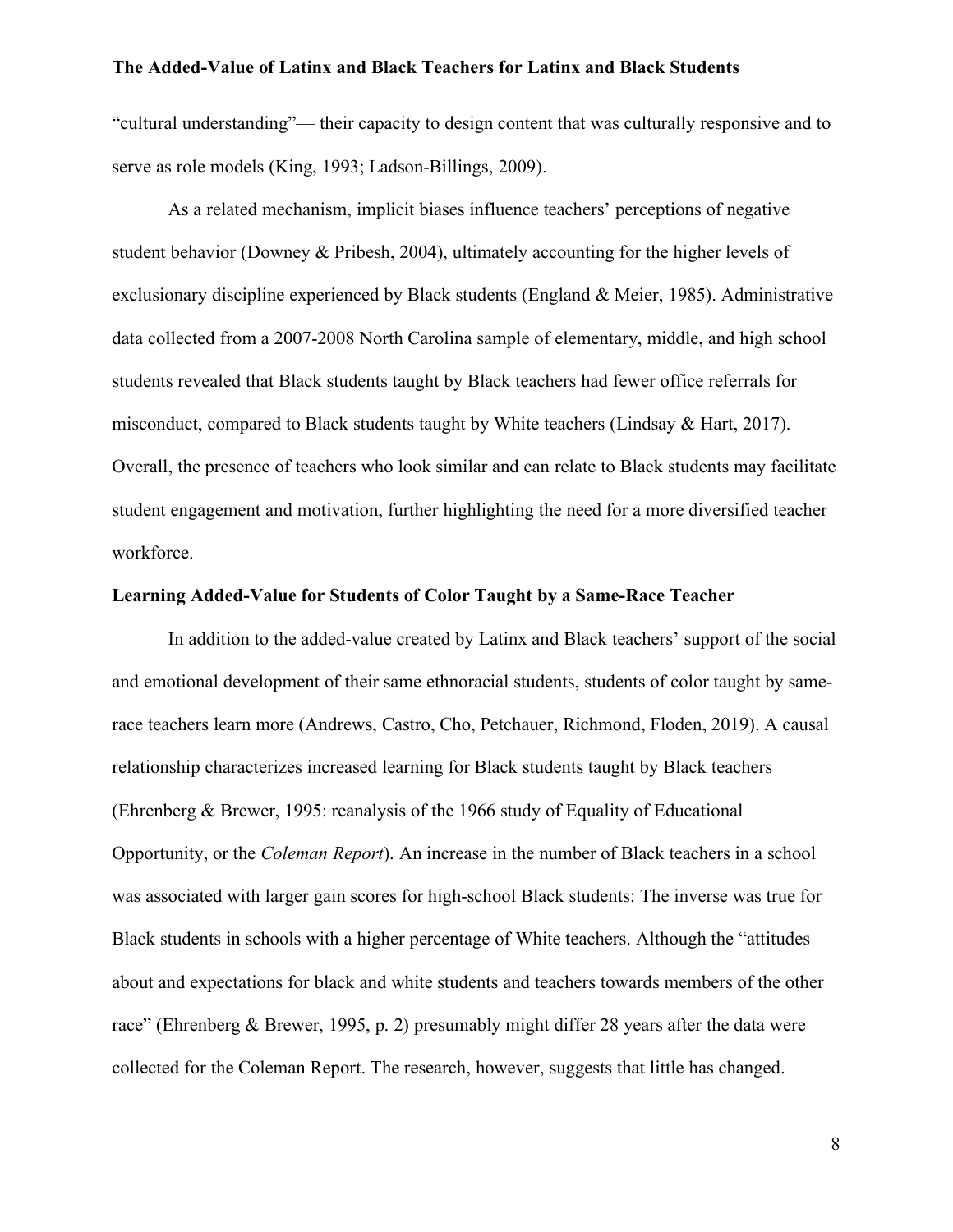"cultural understanding"— their capacity to design content that was culturally responsive and to serve as role models (King, 1993; Ladson-Billings, 2009).

As a related mechanism, implicit biases influence teachers' perceptions of negative student behavior (Downey & Pribesh, 2004), ultimately accounting for the higher levels of exclusionary discipline experienced by Black students (England & Meier, 1985). Administrative data collected from a 2007-2008 North Carolina sample of elementary, middle, and high school students revealed that Black students taught by Black teachers had fewer office referrals for misconduct, compared to Black students taught by White teachers (Lindsay & Hart, 2017). Overall, the presence of teachers who look similar and can relate to Black students may facilitate student engagement and motivation, further highlighting the need for a more diversified teacher workforce.

**Learning Added-Value for Students of Color Taught by a Same-Race Teacher**

In addition to the added-value created by Latinx and Black teachers' support of the social and emotional development of their same ethnoracial students, students of color taught by same-race teachers learn more (Andrews, Castro, Cho, Petchauer, Richmond, Floden, 2019). A causal relationship characterizes increased learning for Black students taught by Black teachers (Ehrenberg & Brewer, 1995: reanalysis of the 1966 study of Equality of Educational Opportunity, or the *Coleman Report*). An increase in the number of Black teachers in a school was associated with larger gain scores for high-school Black students: The inverse was true for Black students in schools with a higher percentage of White teachers. Although the "attitudes about and expectations for black and white students and teachers towards members of the other race" (Ehrenberg & Brewer, 1995, p. 2) presumably might differ 28 years after the data were collected for the Coleman Report. The research, however, suggests that little has changed.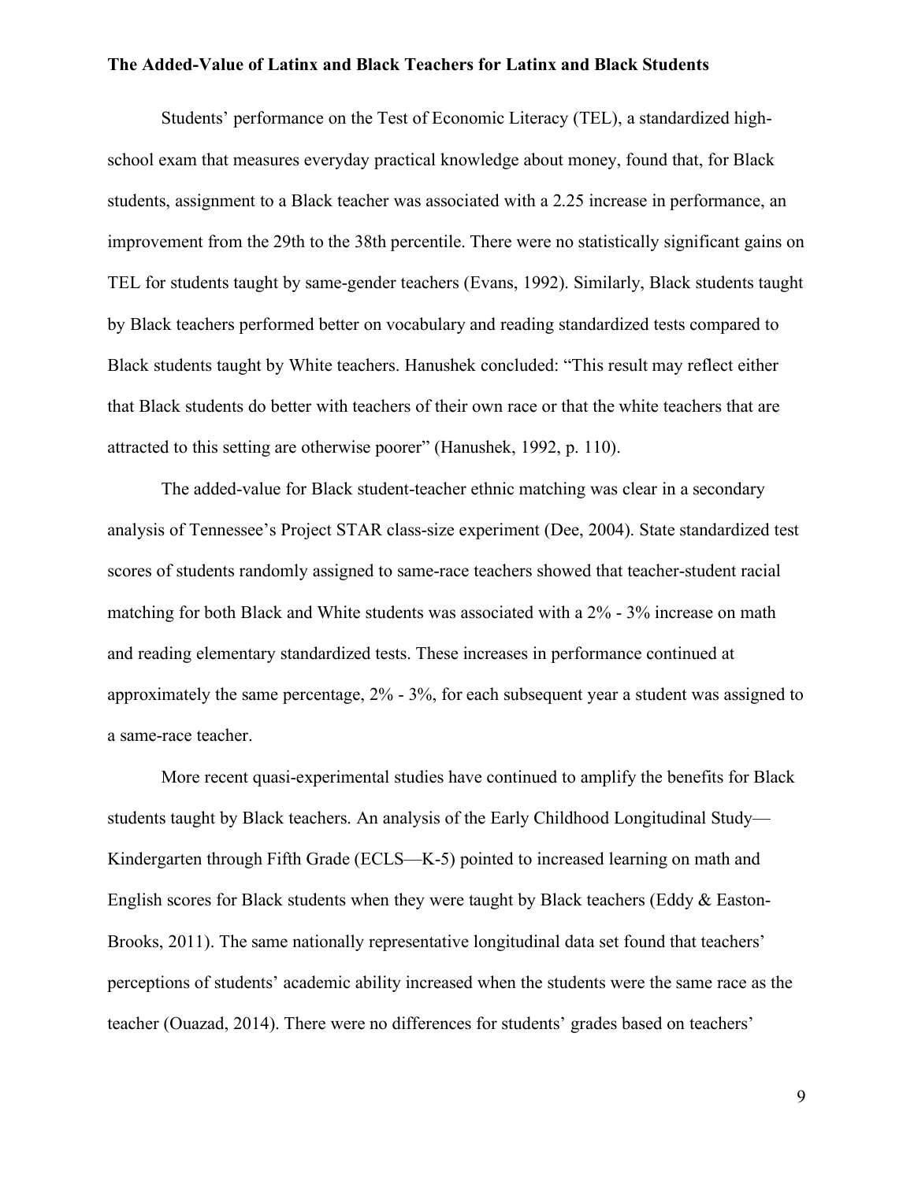Students' performance on the Test of Economic Literacy (TEL), a standardized high-school exam that measures everyday practical knowledge about money, found that, for Black students, assignment to a Black teacher was associated with a 2.25 increase in performance, an improvement from the 29th to the 38th percentile. There were no statistically significant gains on TEL for students taught by same-gender teachers (Evans, 1992). Similarly, Black students taught by Black teachers performed better on vocabulary and reading standardized tests compared to Black students taught by White teachers. Hanushek concluded: "This result may reflect either that Black students do better with teachers of their own race or that the white teachers that are attracted to this setting are otherwise poorer" (Hanushek, 1992, p. 110).

The added-value for Black student-teacher ethnic matching was clear in a secondary analysis of Tennessee's Project STAR class-size experiment (Dee, 2004). State standardized test scores of students randomly assigned to same-race teachers showed that teacher-student racial matching for both Black and White students was associated with a 2% - 3% increase on math and reading elementary standardized tests. These increases in performance continued at approximately the same percentage, 2% - 3%, for each subsequent year a student was assigned to a same-race teacher.

More recent quasi-experimental studies have continued to amplify the benefits for Black students taught by Black teachers. An analysis of the Early Childhood Longitudinal Study—Kindergarten through Fifth Grade (ECLS—K-5) pointed to increased learning on math and English scores for Black students when they were taught by Black teachers (Eddy & Easton-Brooks, 2011). The same nationally representative longitudinal data set found that teachers' perceptions of students' academic ability increased when the students were the same race as the teacher (Ouazad, 2014). There were no differences for students' grades based on teachers'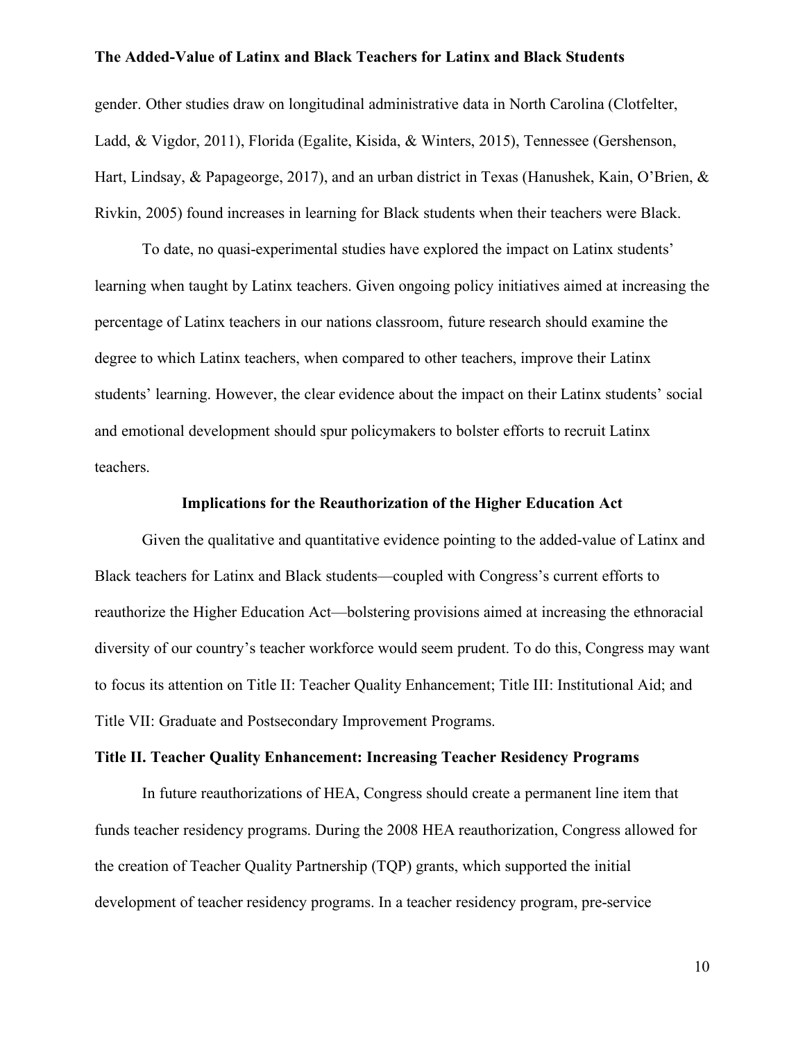gender. Other studies draw on longitudinal administrative data in North Carolina (Clotfelter, Ladd, & Vigdor, 2011), Florida (Egalite, Kisida, & Winters, 2015), Tennessee (Gershenson, Hart, Lindsay, & Papageorge, 2017), and an urban district in Texas (Hanushek, Kain, O'Brien, & Rivkin, 2005) found increases in learning for Black students when their teachers were Black.

To date, no quasi-experimental studies have explored the impact on Latinx students' learning when taught by Latinx teachers. Given ongoing policy initiatives aimed at increasing the percentage of Latinx teachers in our nations classroom, future research should examine the degree to which Latinx teachers, when compared to other teachers, improve their Latinx students' learning. However, the clear evidence about the impact on their Latinx students' social and emotional development should spur policymakers to bolster efforts to recruit Latinx teachers.

## Implications for the Reauthorization of the Higher Education Act

Given the qualitative and quantitative evidence pointing to the added-value of Latinx and Black teachers for Latinx and Black students—coupled with Congress's current efforts to reauthorize the Higher Education Act—bolstering provisions aimed at increasing the ethnoracial diversity of our country's teacher workforce would seem prudent. To do this, Congress may want to focus its attention on Title II: Teacher Quality Enhancement; Title III: Institutional Aid; and Title VII: Graduate and Postsecondary Improvement Programs.

### Title II. Teacher Quality Enhancement: Increasing Teacher Residency Programs

In future reauthorizations of HEA, Congress should create a permanent line item that funds teacher residency programs. During the 2008 HEA reauthorization, Congress allowed for the creation of Teacher Quality Partnership (TQP) grants, which supported the initial development of teacher residency programs. In a teacher residency program, pre-service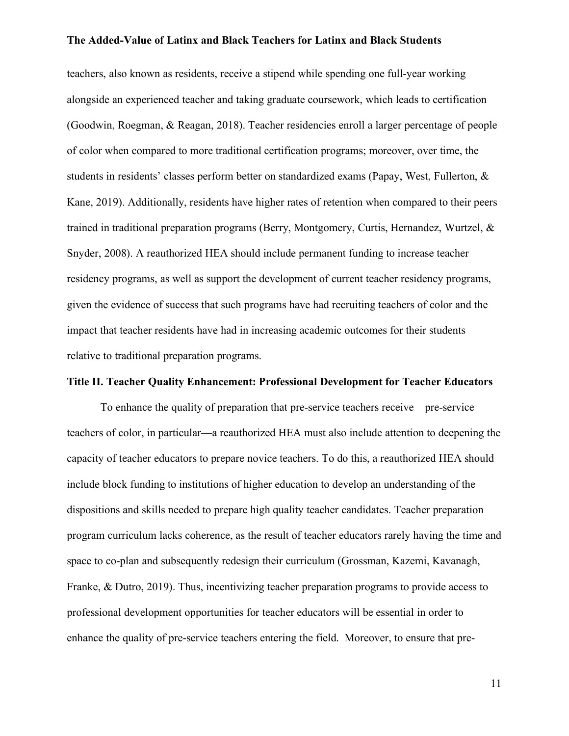teachers, also known as residents, receive a stipend while spending one full-year working alongside an experienced teacher and taking graduate coursework, which leads to certification (Goodwin, Roegman, & Reagan, 2018). Teacher residencies enroll a larger percentage of people of color when compared to more traditional certification programs; moreover, over time, the students in residents' classes perform better on standardized exams (Papay, West, Fullerton, & Kane, 2019). Additionally, residents have higher rates of retention when compared to their peers trained in traditional preparation programs (Berry, Montgomery, Curtis, Hernandez, Wurtzel, & Snyder, 2008). A reauthorized HEA should include permanent funding to increase teacher residency programs, as well as support the development of current teacher residency programs, given the evidence of success that such programs have had recruiting teachers of color and the impact that teacher residents have had in increasing academic outcomes for their students relative to traditional preparation programs.

**Title II. Teacher Quality Enhancement: Professional Development for Teacher Educators**

To enhance the quality of preparation that pre-service teachers receive—pre-service teachers of color, in particular—a reauthorized HEA must also include attention to deepening the capacity of teacher educators to prepare novice teachers. To do this, a reauthorized HEA should include block funding to institutions of higher education to develop an understanding of the dispositions and skills needed to prepare high quality teacher candidates. Teacher preparation program curriculum lacks coherence, as the result of teacher educators rarely having the time and space to co-plan and subsequently redesign their curriculum (Grossman, Kazemi, Kavanagh, Franke, & Dutro, 2019). Thus, incentivizing teacher preparation programs to provide access to professional development opportunities for teacher educators will be essential in order to enhance the quality of pre-service teachers entering the field. Moreover, to ensure that pre-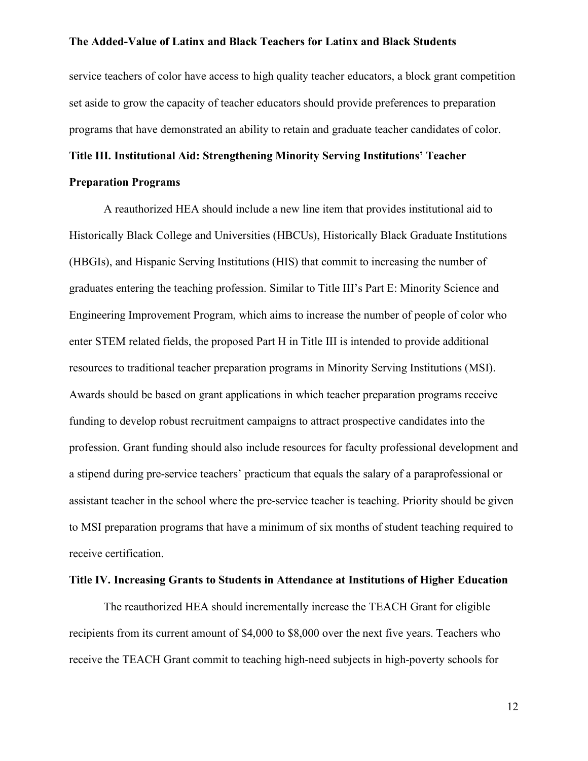service teachers of color have access to high quality teacher educators, a block grant competition set aside to grow the capacity of teacher educators should provide preferences to preparation programs that have demonstrated an ability to retain and graduate teacher candidates of color.

**Title III. Institutional Aid: Strengthening Minority Serving Institutions' Teacher Preparation Programs**

A reauthorized HEA should include a new line item that provides institutional aid to Historically Black College and Universities (HBCUs), Historically Black Graduate Institutions (HBGIs), and Hispanic Serving Institutions (HIS) that commit to increasing the number of graduates entering the teaching profession. Similar to Title III's Part E: Minority Science and Engineering Improvement Program, which aims to increase the number of people of color who enter STEM related fields, the proposed Part H in Title III is intended to provide additional resources to traditional teacher preparation programs in Minority Serving Institutions (MSI). Awards should be based on grant applications in which teacher preparation programs receive funding to develop robust recruitment campaigns to attract prospective candidates into the profession. Grant funding should also include resources for faculty professional development and a stipend during pre-service teachers' practicum that equals the salary of a paraprofessional or assistant teacher in the school where the pre-service teacher is teaching. Priority should be given to MSI preparation programs that have a minimum of six months of student teaching required to receive certification.

**Title IV. Increasing Grants to Students in Attendance at Institutions of Higher Education**

The reauthorized HEA should incrementally increase the TEACH Grant for eligible recipients from its current amount of $4,000 to $8,000 over the next five years. Teachers who receive the TEACH Grant commit to teaching high-need subjects in high-poverty schools for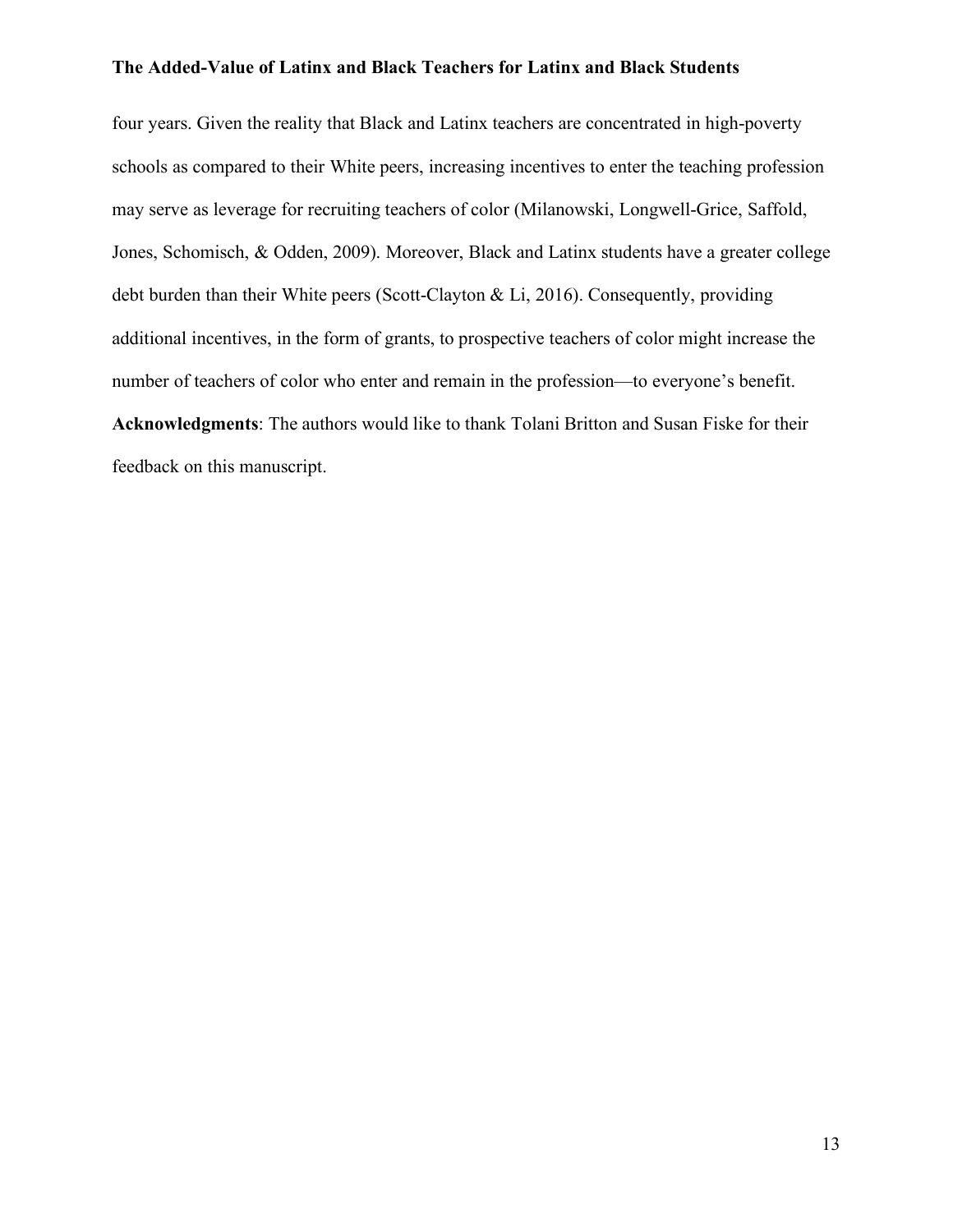four years. Given the reality that Black and Latinx teachers are concentrated in high-poverty schools as compared to their White peers, increasing incentives to enter the teaching profession may serve as leverage for recruiting teachers of color (Milanowski, Longwell-Grice, Saffold, Jones, Schomisch, & Odden, 2009). Moreover, Black and Latinx students have a greater college debt burden than their White peers (Scott-Clayton & Li, 2016). Consequently, providing additional incentives, in the form of grants, to prospective teachers of color might increase the number of teachers of color who enter and remain in the profession—to everyone's benefit.

**Acknowledgments**: The authors would like to thank Tolani Britton and Susan Fiske for their feedback on this manuscript.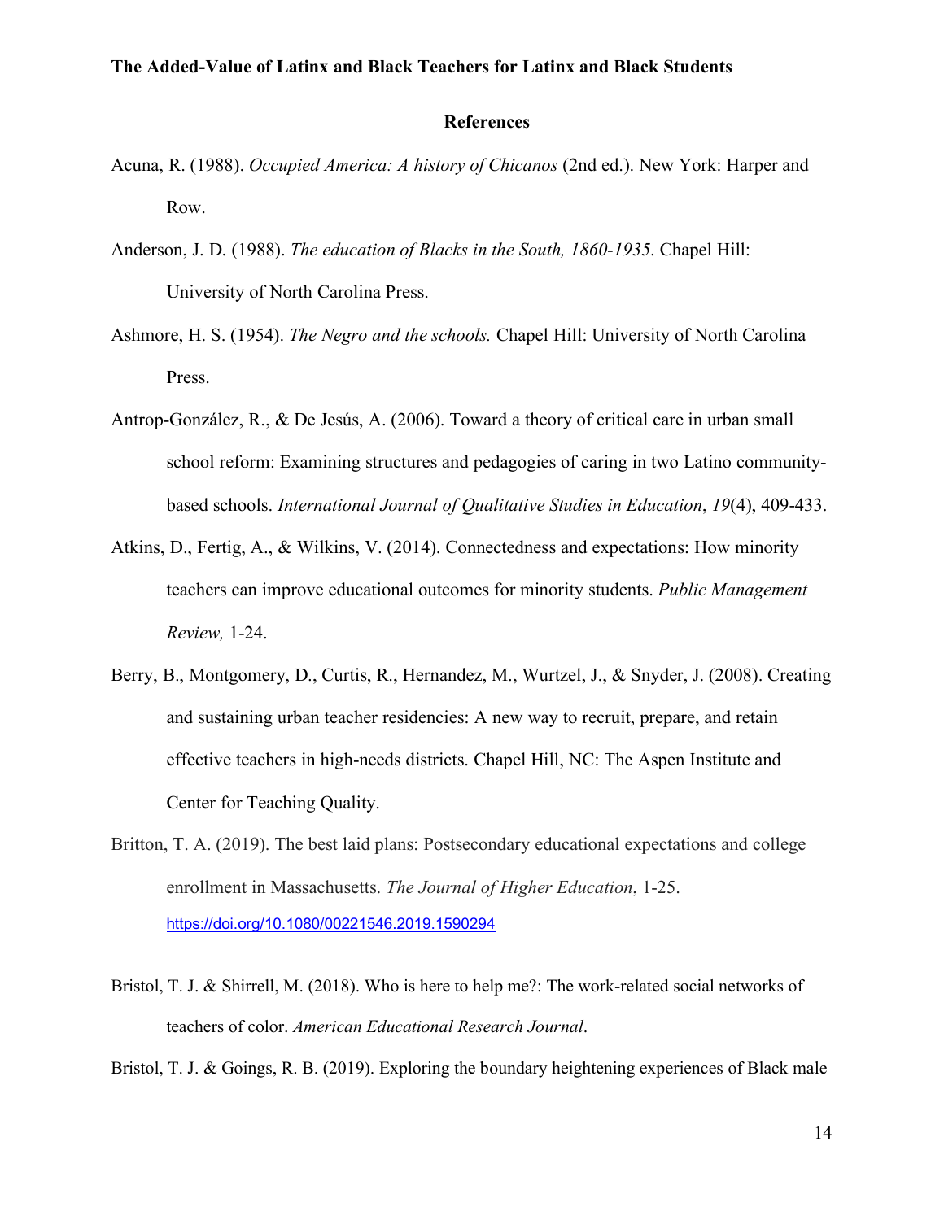## References

Acuna, R. (1988). *Occupied America: A history of Chicanos* (2nd ed.). New York: Harper and Row.

Anderson, J. D. (1988). *The education of Blacks in the South, 1860-1935*. Chapel Hill: University of North Carolina Press.

Ashmore, H. S. (1954). *The Negro and the schools.* Chapel Hill: University of North Carolina Press.

Antrop-González, R., & De Jesús, A. (2006). Toward a theory of critical care in urban small school reform: Examining structures and pedagogies of caring in two Latino community-based schools. *International Journal of Qualitative Studies in Education*, *19*(4), 409-433.

Atkins, D., Fertig, A., & Wilkins, V. (2014). Connectedness and expectations: How minority teachers can improve educational outcomes for minority students. *Public Management Review,* 1-24.

Berry, B., Montgomery, D., Curtis, R., Hernandez, M., Wurtzel, J., & Snyder, J. (2008). Creating and sustaining urban teacher residencies: A new way to recruit, prepare, and retain effective teachers in high-needs districts. Chapel Hill, NC: The Aspen Institute and Center for Teaching Quality.

Britton, T. A. (2019). The best laid plans: Postsecondary educational expectations and college enrollment in Massachusetts. *The Journal of Higher Education*, 1-25. https://doi.org/10.1080/00221546.2019.1590294

Bristol, T. J. & Shirrell, M. (2018). Who is here to help me?: The work-related social networks of teachers of color. *American Educational Research Journal*.

Bristol, T. J. & Goings, R. B. (2019). Exploring the boundary heightening experiences of Black male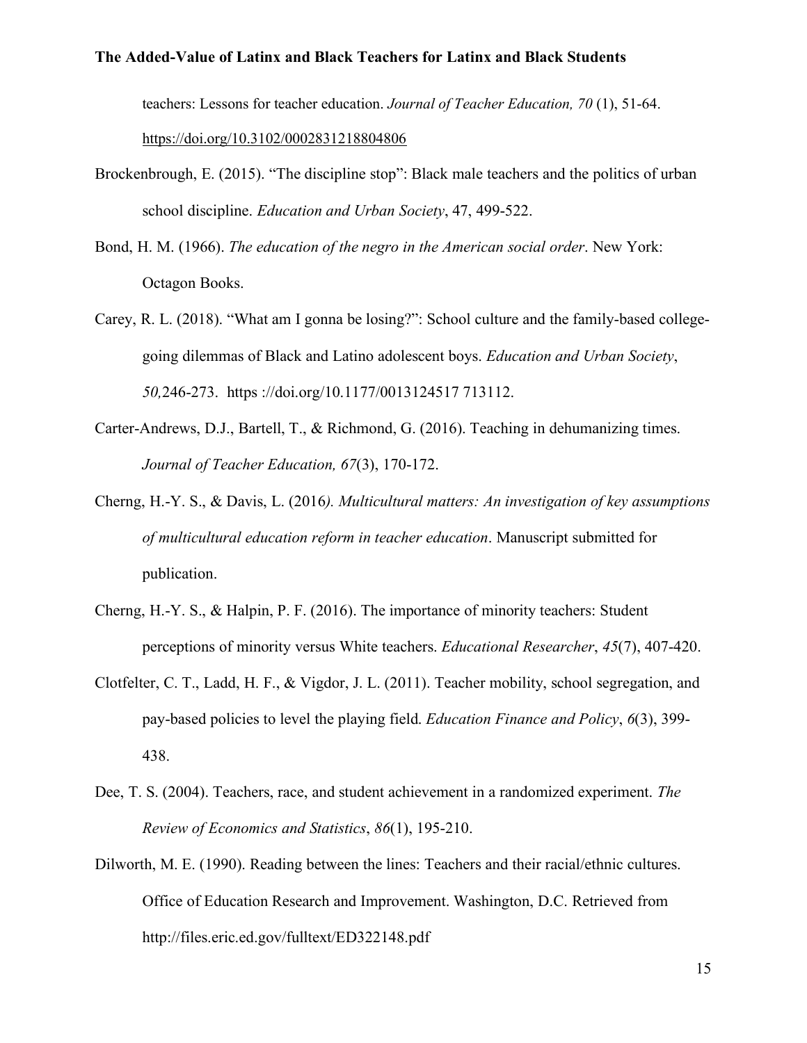teachers: Lessons for teacher education. *Journal of Teacher Education, 70* (1), 51-64. https://doi.org/10.3102/0002831218804806

Brockenbrough, E. (2015). "The discipline stop": Black male teachers and the politics of urban school discipline. *Education and Urban Society*, 47, 499-522.

Bond, H. M. (1966). *The education of the negro in the American social order*. New York: Octagon Books.

Carey, R. L. (2018). "What am I gonna be losing?": School culture and the family-based college-going dilemmas of Black and Latino adolescent boys. *Education and Urban Society*, *50,*246-273. https ://doi.org/10.1177/0013124517 713112.

Carter-Andrews, D.J., Bartell, T., & Richmond, G. (2016). Teaching in dehumanizing times. *Journal of Teacher Education, 67*(3), 170-172.

Cherng, H.-Y. S., & Davis, L. (2016*). Multicultural matters: An investigation of key assumptions of multicultural education reform in teacher education*. Manuscript submitted for publication.

Cherng, H.-Y. S., & Halpin, P. F. (2016). The importance of minority teachers: Student perceptions of minority versus White teachers. *Educational Researcher*, *45*(7), 407-420.

Clotfelter, C. T., Ladd, H. F., & Vigdor, J. L. (2011). Teacher mobility, school segregation, and pay-based policies to level the playing field. *Education Finance and Policy*, *6*(3), 399-438.

Dee, T. S. (2004). Teachers, race, and student achievement in a randomized experiment. *The Review of Economics and Statistics*, *86*(1), 195-210.

Dilworth, M. E. (1990). Reading between the lines: Teachers and their racial/ethnic cultures. Office of Education Research and Improvement. Washington, D.C. Retrieved from http://files.eric.ed.gov/fulltext/ED322148.pdf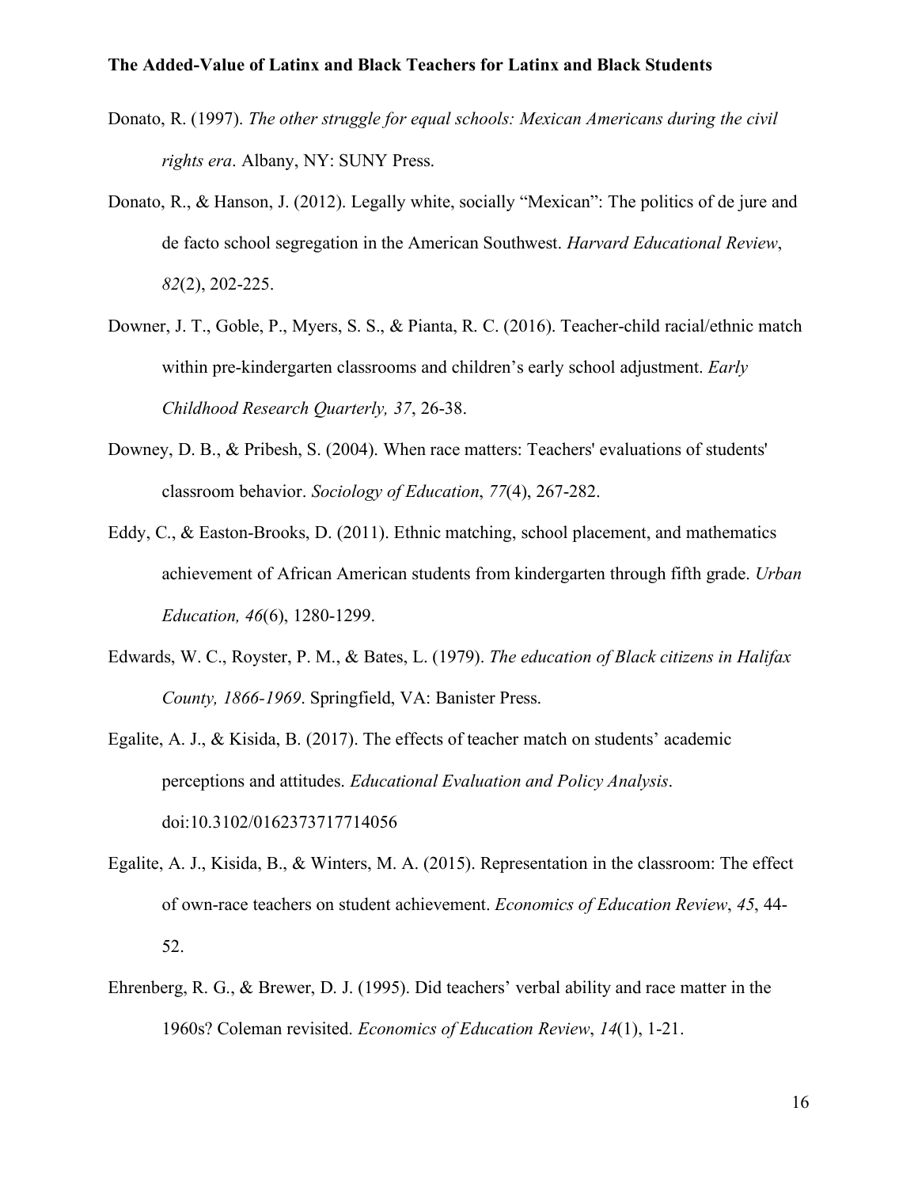Donato, R. (1997). *The other struggle for equal schools: Mexican Americans during the civil rights era*. Albany, NY: SUNY Press.

Donato, R., & Hanson, J. (2012). Legally white, socially "Mexican": The politics of de jure and de facto school segregation in the American Southwest. *Harvard Educational Review*, *82*(2), 202-225.

Downer, J. T., Goble, P., Myers, S. S., & Pianta, R. C. (2016). Teacher-child racial/ethnic match within pre-kindergarten classrooms and children's early school adjustment. *Early Childhood Research Quarterly, 37*, 26-38.

Downey, D. B., & Pribesh, S. (2004). When race matters: Teachers' evaluations of students' classroom behavior. *Sociology of Education*, *77*(4), 267-282.

Eddy, C., & Easton-Brooks, D. (2011). Ethnic matching, school placement, and mathematics achievement of African American students from kindergarten through fifth grade. *Urban Education, 46*(6), 1280-1299.

Edwards, W. C., Royster, P. M., & Bates, L. (1979). *The education of Black citizens in Halifax County, 1866-1969*. Springfield, VA: Banister Press.

Egalite, A. J., & Kisida, B. (2017). The effects of teacher match on students' academic perceptions and attitudes. *Educational Evaluation and Policy Analysis*. doi:10.3102/0162373717714056

Egalite, A. J., Kisida, B., & Winters, M. A. (2015). Representation in the classroom: The effect of own-race teachers on student achievement. *Economics of Education Review*, *45*, 44-52.

Ehrenberg, R. G., & Brewer, D. J. (1995). Did teachers' verbal ability and race matter in the 1960s? Coleman revisited. *Economics of Education Review*, *14*(1), 1-21.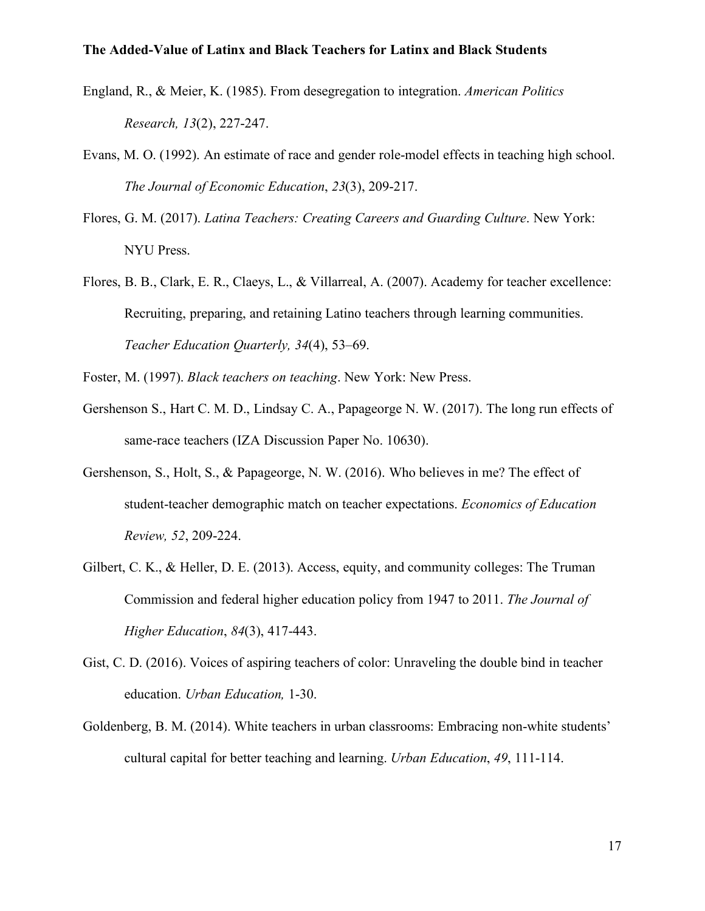England, R., & Meier, K. (1985). From desegregation to integration. *American Politics Research, 13*(2), 227-247.

Evans, M. O. (1992). An estimate of race and gender role-model effects in teaching high school. *The Journal of Economic Education*, *23*(3), 209-217.

Flores, G. M. (2017). *Latina Teachers: Creating Careers and Guarding Culture*. New York: NYU Press.

Flores, B. B., Clark, E. R., Claeys, L., & Villarreal, A. (2007). Academy for teacher excellence: Recruiting, preparing, and retaining Latino teachers through learning communities. *Teacher Education Quarterly, 34*(4), 53–69.

Foster, M. (1997). *Black teachers on teaching*. New York: New Press.

Gershenson S., Hart C. M. D., Lindsay C. A., Papageorge N. W. (2017). The long run effects of same-race teachers (IZA Discussion Paper No. 10630).

Gershenson, S., Holt, S., & Papageorge, N. W. (2016). Who believes in me? The effect of student-teacher demographic match on teacher expectations. *Economics of Education Review, 52*, 209-224.

Gilbert, C. K., & Heller, D. E. (2013). Access, equity, and community colleges: The Truman Commission and federal higher education policy from 1947 to 2011. *The Journal of Higher Education*, *84*(3), 417-443.

Gist, C. D. (2016). Voices of aspiring teachers of color: Unraveling the double bind in teacher education. *Urban Education,* 1-30.

Goldenberg, B. M. (2014). White teachers in urban classrooms: Embracing non-white students' cultural capital for better teaching and learning. *Urban Education*, *49*, 111-114.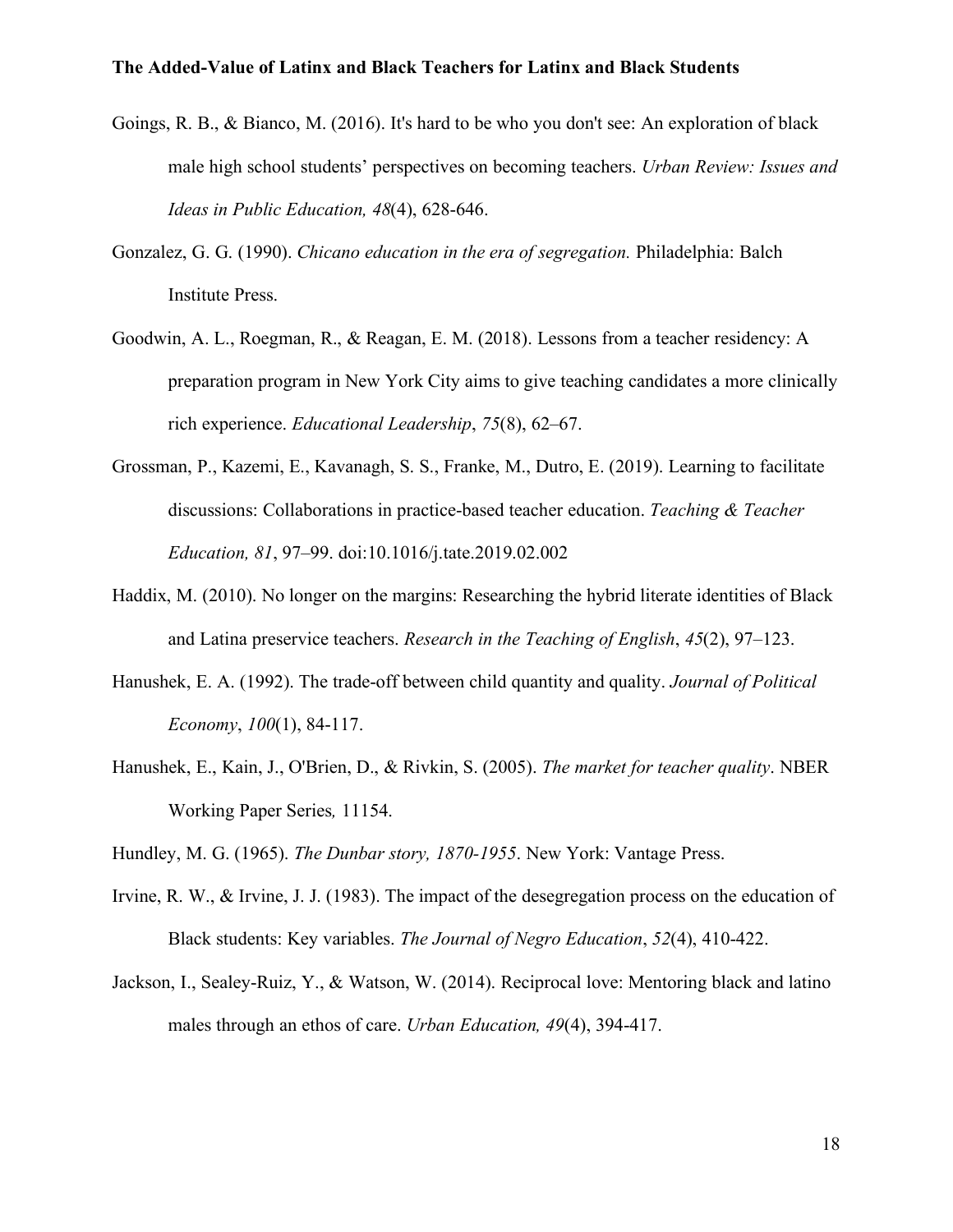Goings, R. B., & Bianco, M. (2016). It's hard to be who you don't see: An exploration of black male high school students' perspectives on becoming teachers. *Urban Review: Issues and Ideas in Public Education, 48*(4), 628-646.

Gonzalez, G. G. (1990). *Chicano education in the era of segregation.* Philadelphia: Balch Institute Press.

Goodwin, A. L., Roegman, R., & Reagan, E. M. (2018). Lessons from a teacher residency: A preparation program in New York City aims to give teaching candidates a more clinically rich experience. *Educational Leadership*, *75*(8), 62–67.

Grossman, P., Kazemi, E., Kavanagh, S. S., Franke, M., Dutro, E. (2019). Learning to facilitate discussions: Collaborations in practice-based teacher education. *Teaching & Teacher Education, 81*, 97–99. doi:10.1016/j.tate.2019.02.002

Haddix, M. (2010). No longer on the margins: Researching the hybrid literate identities of Black and Latina preservice teachers. *Research in the Teaching of English*, *45*(2), 97–123.

Hanushek, E. A. (1992). The trade-off between child quantity and quality. *Journal of Political Economy*, *100*(1), 84-117.

Hanushek, E., Kain, J., O'Brien, D., & Rivkin, S. (2005). *The market for teacher quality*. NBER Working Paper Series*,* 11154.

Hundley, M. G. (1965). *The Dunbar story, 1870-1955*. New York: Vantage Press.

Irvine, R. W., & Irvine, J. J. (1983). The impact of the desegregation process on the education of Black students: Key variables. *The Journal of Negro Education*, *52*(4), 410-422.

Jackson, I., Sealey-Ruiz, Y., & Watson, W. (2014). Reciprocal love: Mentoring black and latino males through an ethos of care. *Urban Education, 49*(4), 394-417.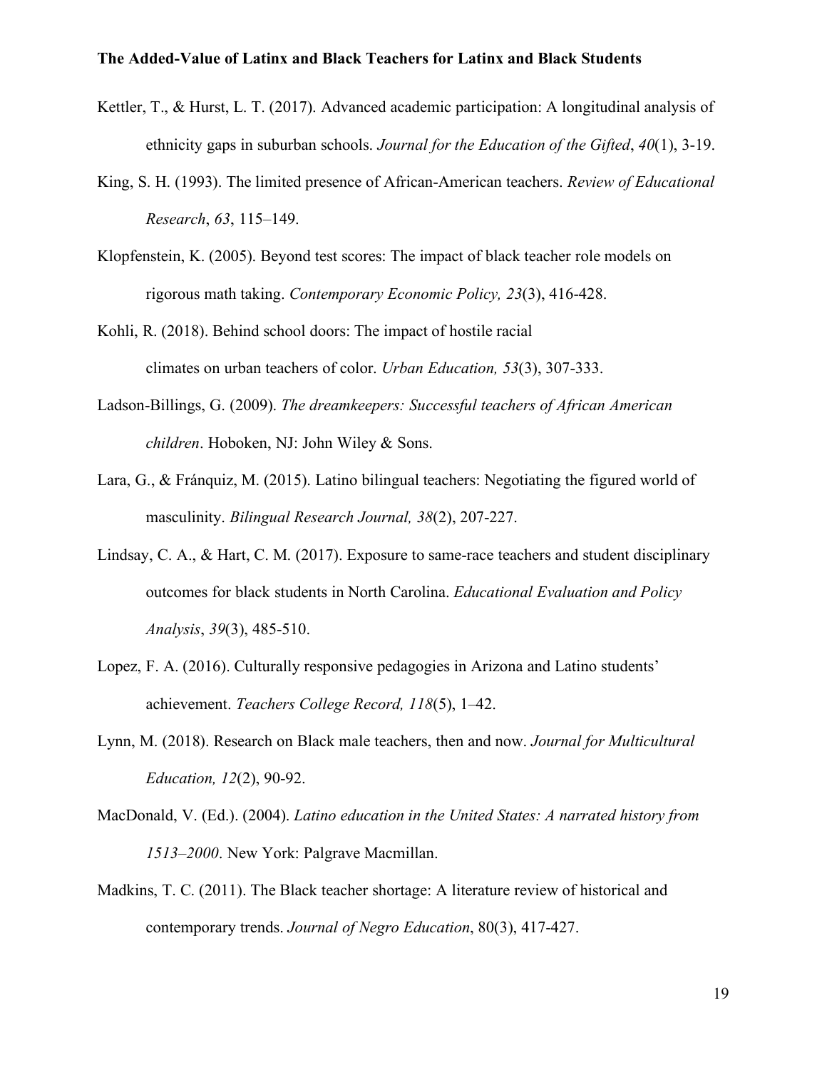Kettler, T., & Hurst, L. T. (2017). Advanced academic participation: A longitudinal analysis of ethnicity gaps in suburban schools. *Journal for the Education of the Gifted*, *40*(1), 3-19.

King, S. H. (1993). The limited presence of African-American teachers. *Review of Educational Research*, *63*, 115–149.

Klopfenstein, K. (2005). Beyond test scores: The impact of black teacher role models on rigorous math taking. *Contemporary Economic Policy, 23*(3), 416-428.

Kohli, R. (2018). Behind school doors: The impact of hostile racial climates on urban teachers of color. *Urban Education, 53*(3), 307-333.

Ladson-Billings, G. (2009). *The dreamkeepers: Successful teachers of African American children*. Hoboken, NJ: John Wiley & Sons.

Lara, G., & Fránquiz, M. (2015). Latino bilingual teachers: Negotiating the figured world of masculinity. *Bilingual Research Journal, 38*(2), 207-227.

Lindsay, C. A., & Hart, C. M. (2017). Exposure to same-race teachers and student disciplinary outcomes for black students in North Carolina. *Educational Evaluation and Policy Analysis*, *39*(3), 485-510.

Lopez, F. A. (2016). Culturally responsive pedagogies in Arizona and Latino students' achievement. *Teachers College Record, 118*(5), 1–42.

Lynn, M. (2018). Research on Black male teachers, then and now. *Journal for Multicultural Education, 12*(2), 90-92.

MacDonald, V. (Ed.). (2004). *Latino education in the United States: A narrated history from 1513–2000*. New York: Palgrave Macmillan.

Madkins, T. C. (2011). The Black teacher shortage: A literature review of historical and contemporary trends. *Journal of Negro Education*, 80(3), 417-427.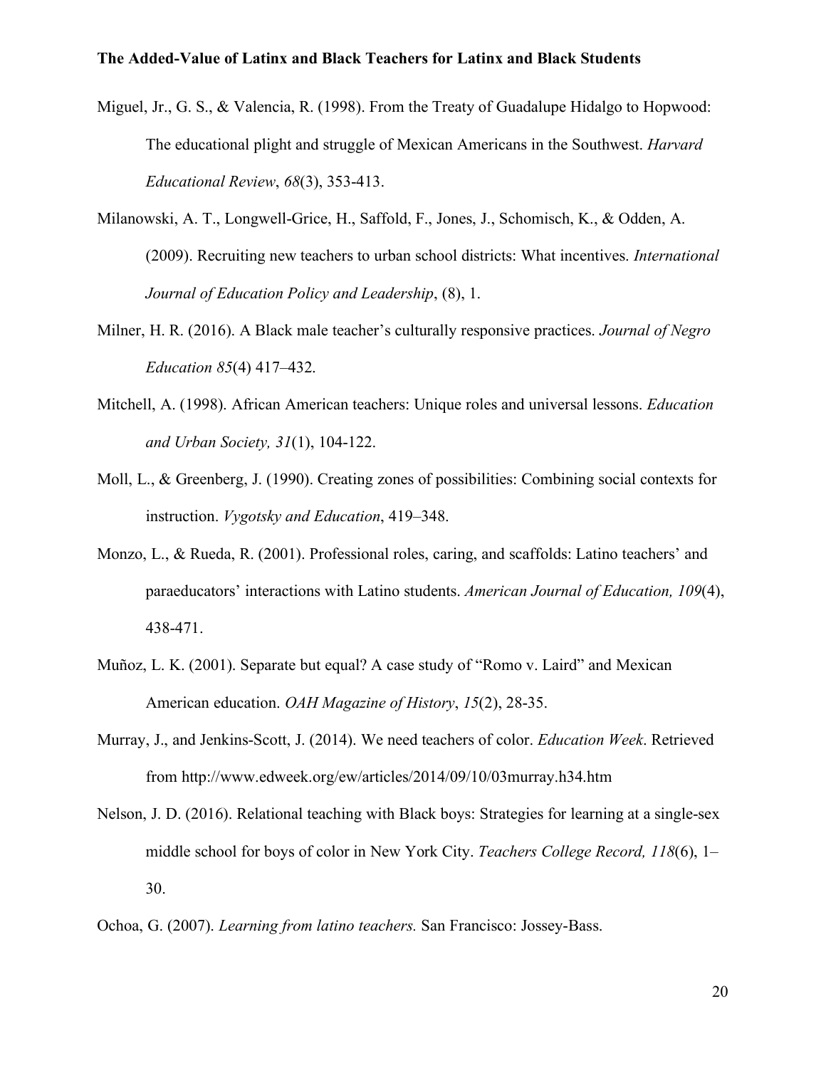Miguel, Jr., G. S., & Valencia, R. (1998). From the Treaty of Guadalupe Hidalgo to Hopwood: The educational plight and struggle of Mexican Americans in the Southwest. *Harvard Educational Review*, *68*(3), 353-413.

Milanowski, A. T., Longwell-Grice, H., Saffold, F., Jones, J., Schomisch, K., & Odden, A. (2009). Recruiting new teachers to urban school districts: What incentives. *International Journal of Education Policy and Leadership*, (8), 1.

Milner, H. R. (2016). A Black male teacher's culturally responsive practices. *Journal of Negro Education 85*(4) 417–432.

Mitchell, A. (1998). African American teachers: Unique roles and universal lessons. *Education and Urban Society, 31*(1), 104-122.

Moll, L., & Greenberg, J. (1990). Creating zones of possibilities: Combining social contexts for instruction. *Vygotsky and Education*, 419–348.

Monzo, L., & Rueda, R. (2001). Professional roles, caring, and scaffolds: Latino teachers' and paraeducators' interactions with Latino students. *American Journal of Education, 109*(4), 438-471.

Muñoz, L. K. (2001). Separate but equal? A case study of "Romo v. Laird" and Mexican American education. *OAH Magazine of History*, *15*(2), 28-35.

Murray, J., and Jenkins-Scott, J. (2014). We need teachers of color. *Education Week*. Retrieved from http://www.edweek.org/ew/articles/2014/09/10/03murray.h34.htm

Nelson, J. D. (2016). Relational teaching with Black boys: Strategies for learning at a single-sex middle school for boys of color in New York City. *Teachers College Record, 118*(6), 1–30.

Ochoa, G. (2007). *Learning from latino teachers.* San Francisco: Jossey-Bass.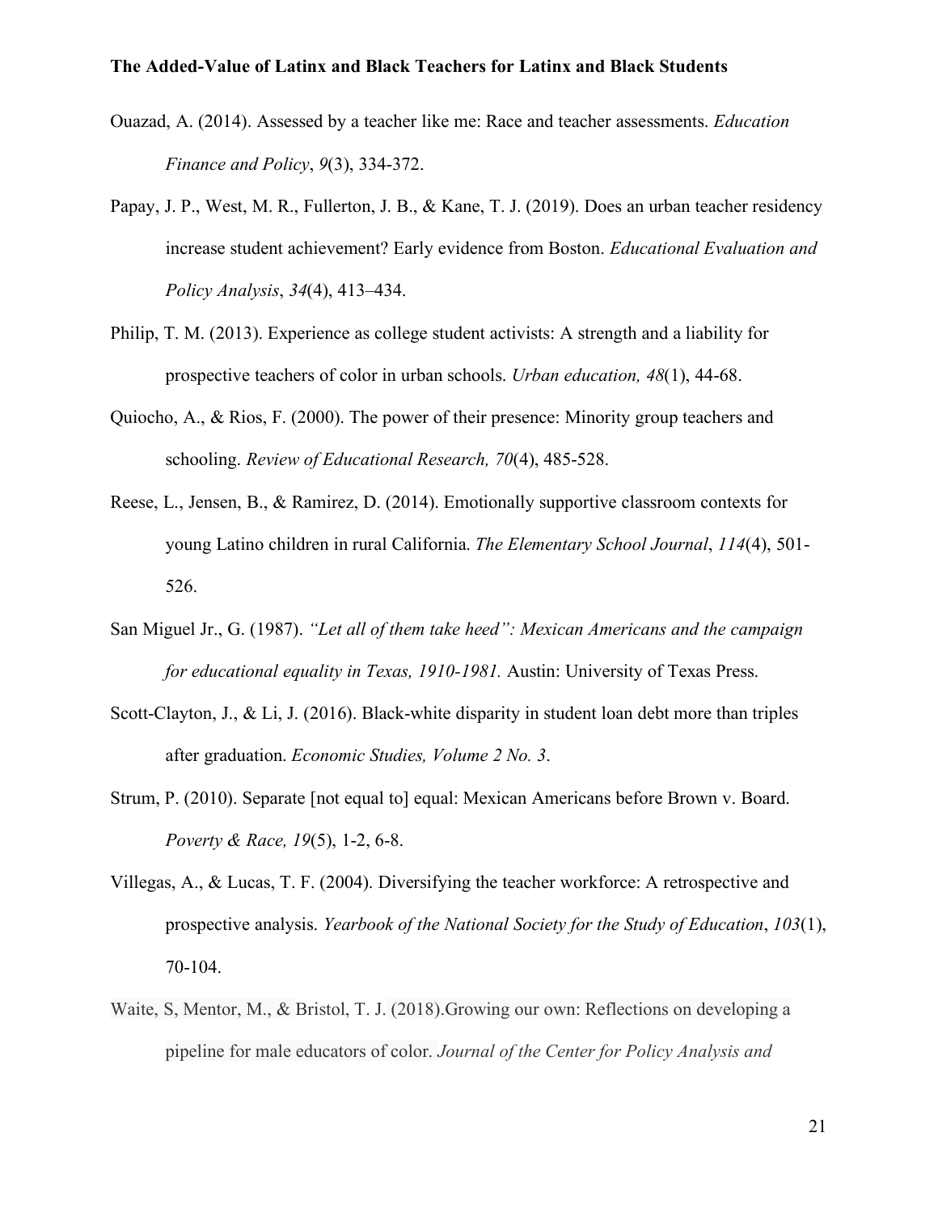Ouazad, A. (2014). Assessed by a teacher like me: Race and teacher assessments. *Education Finance and Policy*, *9*(3), 334-372.

Papay, J. P., West, M. R., Fullerton, J. B., & Kane, T. J. (2019). Does an urban teacher residency increase student achievement? Early evidence from Boston. *Educational Evaluation and Policy Analysis*, *34*(4), 413–434.

Philip, T. M. (2013). Experience as college student activists: A strength and a liability for prospective teachers of color in urban schools. *Urban education, 48*(1), 44-68.

Quiocho, A., & Rios, F. (2000). The power of their presence: Minority group teachers and schooling. *Review of Educational Research, 70*(4), 485-528.

Reese, L., Jensen, B., & Ramirez, D. (2014). Emotionally supportive classroom contexts for young Latino children in rural California. *The Elementary School Journal*, *114*(4), 501-526.

San Miguel Jr., G. (1987). *"Let all of them take heed": Mexican Americans and the campaign for educational equality in Texas, 1910-1981.* Austin: University of Texas Press.

Scott-Clayton, J., & Li, J. (2016). Black-white disparity in student loan debt more than triples after graduation. *Economic Studies, Volume 2 No. 3*.

Strum, P. (2010). Separate [not equal to] equal: Mexican Americans before Brown v. Board. *Poverty & Race, 19*(5), 1-2, 6-8.

Villegas, A., & Lucas, T. F. (2004). Diversifying the teacher workforce: A retrospective and prospective analysis. *Yearbook of the National Society for the Study of Education*, *103*(1), 70-104.

Waite, S, Mentor, M., & Bristol, T. J. (2018).Growing our own: Reflections on developing a pipeline for male educators of color. *Journal of the Center for Policy Analysis and*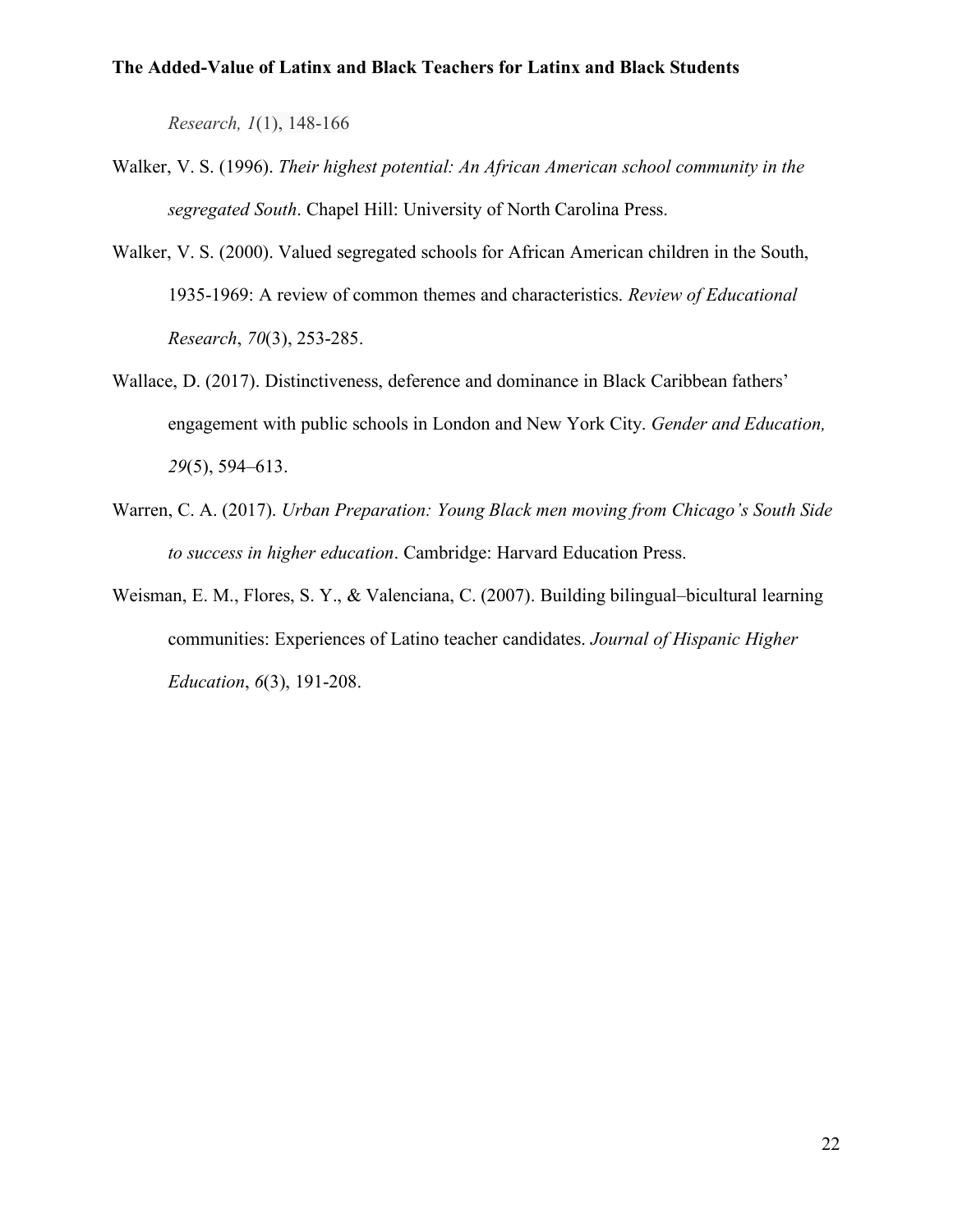*Research, 1*(1), 148-166

Walker, V. S. (1996). *Their highest potential: An African American school community in the segregated South*. Chapel Hill: University of North Carolina Press.

Walker, V. S. (2000). Valued segregated schools for African American children in the South, 1935-1969: A review of common themes and characteristics. *Review of Educational Research*, *70*(3), 253-285.

Wallace, D. (2017). Distinctiveness, deference and dominance in Black Caribbean fathers' engagement with public schools in London and New York City. *Gender and Education, 29*(5), 594–613.

Warren, C. A. (2017). *Urban Preparation: Young Black men moving from Chicago's South Side to success in higher education*. Cambridge: Harvard Education Press.

Weisman, E. M., Flores, S. Y., & Valenciana, C. (2007). Building bilingual–bicultural learning communities: Experiences of Latino teacher candidates. *Journal of Hispanic Higher Education*, *6*(3), 191-208.